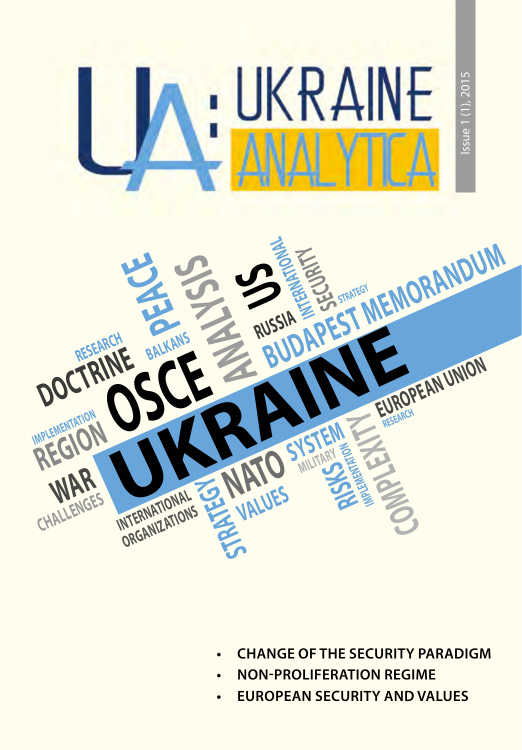# UA: UKRAINE ANALYTICA

Issue 1 (1), 2015

- **CHANGE OF THE SECURITY PARADIGM**
- **NON-PROLIFERATION REGIME**
- **EUROPEAN SECURITY AND VALUES**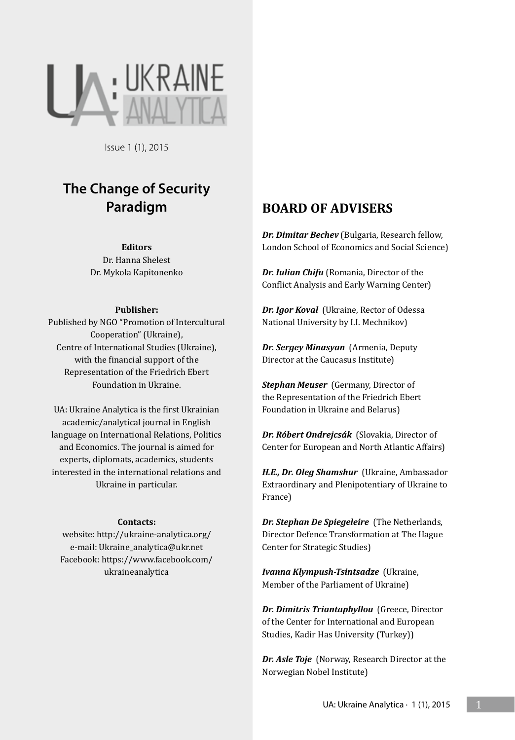UA: UKRAINE ANALYTICA

Issue 1 (1), 2015

# The Change of Security Paradigm

**Editors**

Dr. Hanna Shelest

Dr. Mykola Kapitonenko

**Publisher:**

Published by NGO "Promotion of Intercultural Cooperation" (Ukraine), Centre of International Studies (Ukraine), with the financial support of the Representation of the Friedrich Ebert Foundation in Ukraine.

UA: Ukraine Analytica is the first Ukrainian academic/analytical journal in English language on International Relations, Politics and Economics. The journal is aimed for experts, diplomats, academics, students interested in the international relations and Ukraine in particular.

**Contacts:**

website: http://ukraine-analytica.org/

e-mail: Ukraine_analytica@ukr.net

Facebook: https://www.facebook.com/ukraineanalytica

## BOARD OF ADVISERS

***Dr. Dimitar Bechev*** (Bulgaria, Research fellow, London School of Economics and Social Science)

***Dr. Iulian Chifu*** (Romania, Director of the Conflict Analysis and Early Warning Center)

***Dr. Igor Koval*** (Ukraine, Rector of Odessa National University by I.I. Mechnikov)

***Dr. Sergey Minasyan*** (Armenia, Deputy Director at the Caucasus Institute)

***Stephan Meuser*** (Germany, Director of the Representation of the Friedrich Ebert Foundation in Ukraine and Belarus)

***Dr. Róbert Ondrejcsák*** (Slovakia, Director of Center for European and North Atlantic Affairs)

***H.E., Dr. Oleg Shamshur*** (Ukraine, Ambassador Extraordinary and Plenipotentiary of Ukraine to France)

***Dr. Stephan De Spiegeleire*** (The Netherlands, Director Defence Transformation at The Hague Center for Strategic Studies)

***Ivanna Klympush-Tsintsadze*** (Ukraine, Member of the Parliament of Ukraine)

***Dr. Dimitris Triantaphyllou*** (Greece, Director of the Center for International and European Studies, Kadir Has University (Turkey))

***Dr. Asle Toje*** (Norway, Research Director at the Norwegian Nobel Institute)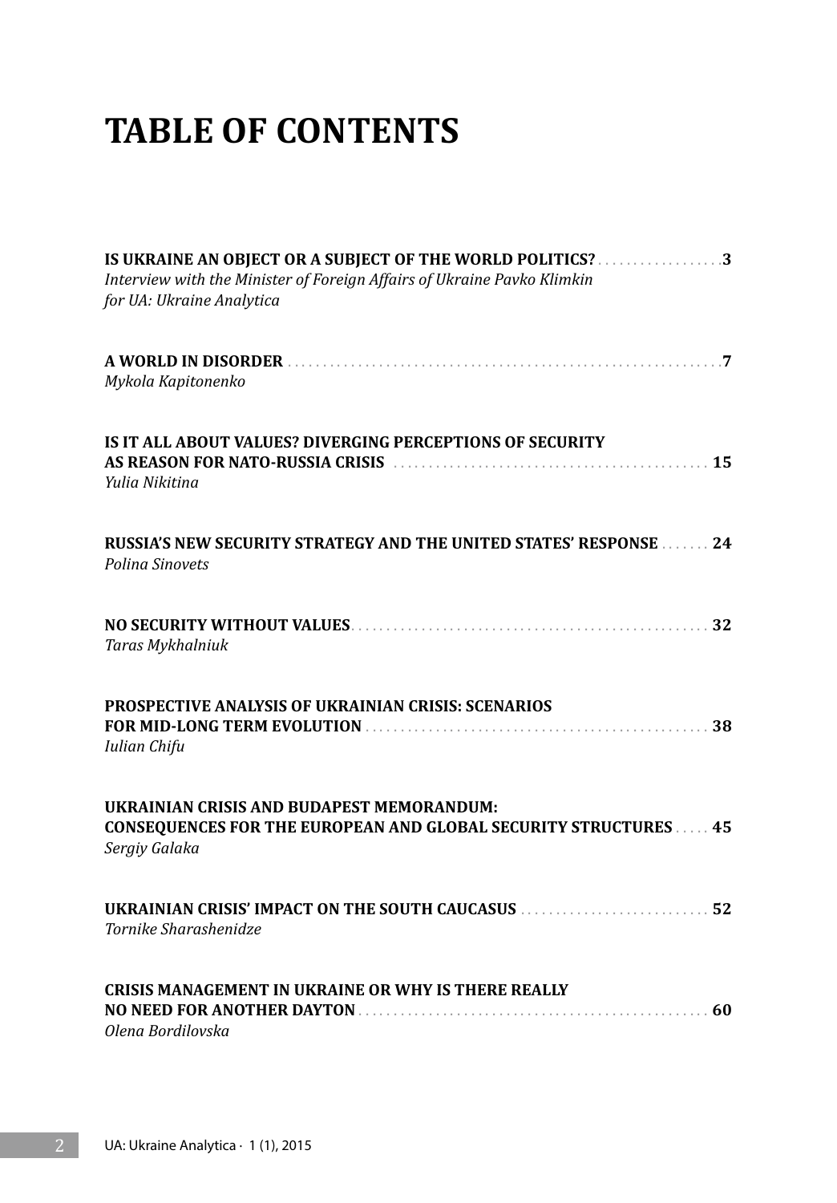# TABLE OF CONTENTS

**IS UKRAINE AN OBJECT OR A SUBJECT OF THE WORLD POLITICS?** . . . . . . . . . . . . . . . . . . **3**
*Interview with the Minister of Foreign Affairs of Ukraine Pavko Klimkin for UA: Ukraine Analytica*

**A WORLD IN DISORDER** . . . . . . . . . . . . . . . . . . . . . . . . . . . . . . . . . . . . . . . . . . . . . . . . . . . . . . . . . . . . **7**
*Mykola Kapitonenko*

**IS IT ALL ABOUT VALUES? DIVERGING PERCEPTIONS OF SECURITY AS REASON FOR NATO-RUSSIA CRISIS** . . . . . . . . . . . . . . . . . . . . . . . . . . . . . . . . . . . . . . . . . . . . **15**
*Yulia Nikitina*

**RUSSIA'S NEW SECURITY STRATEGY AND THE UNITED STATES' RESPONSE** . . . . . . . **24**
*Polina Sinovets*

**NO SECURITY WITHOUT VALUES** . . . . . . . . . . . . . . . . . . . . . . . . . . . . . . . . . . . . . . . . . . . . . . . . . . **32**
*Taras Mykhalniuk*

**PROSPECTIVE ANALYSIS OF UKRAINIAN CRISIS: SCENARIOS FOR MID-LONG TERM EVOLUTION** . . . . . . . . . . . . . . . . . . . . . . . . . . . . . . . . . . . . . . . . . . . . . . . . **38**
*Iulian Chifu*

**UKRAINIAN CRISIS AND BUDAPEST MEMORANDUM: CONSEQUENCES FOR THE EUROPEAN AND GLOBAL SECURITY STRUCTURES** . . . . . **45**
*Sergiy Galaka*

**UKRAINIAN CRISIS' IMPACT ON THE SOUTH CAUCASUS** . . . . . . . . . . . . . . . . . . . . . . . . . . . **52**
*Tornike Sharashenidze*

**CRISIS MANAGEMENT IN UKRAINE OR WHY IS THERE REALLY NO NEED FOR ANOTHER DAYTON** . . . . . . . . . . . . . . . . . . . . . . . . . . . . . . . . . . . . . . . . . . . . . . . . . . **60**
*Olena Bordilovska*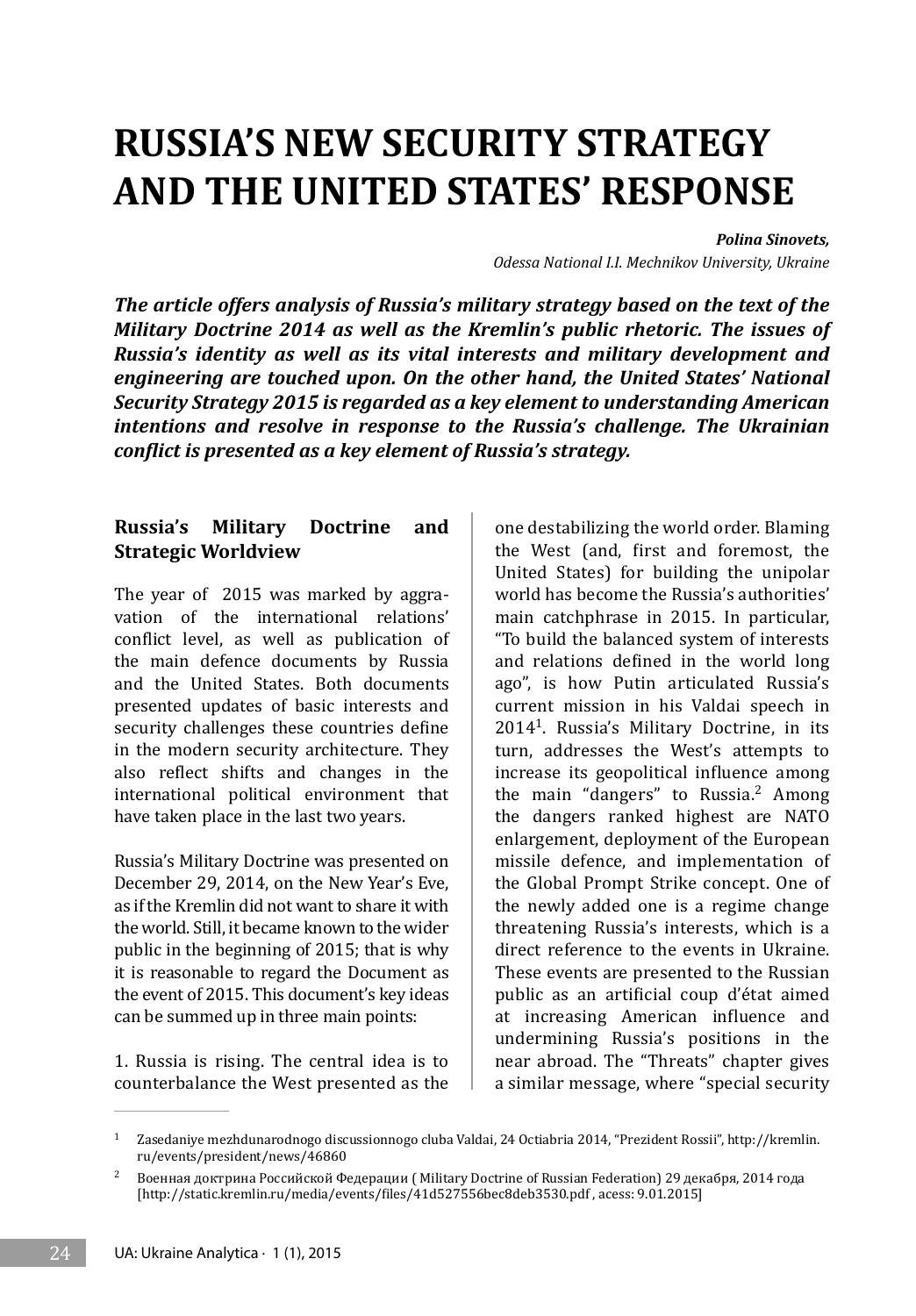# RUSSIA'S NEW SECURITY STRATEGY AND THE UNITED STATES' RESPONSE

***Polina Sinovets,***
*Odessa National I.I. Mechnikov University, Ukraine*

***The article offers analysis of Russia's military strategy based on the text of the Military Doctrine 2014 as well as the Kremlin's public rhetoric. The issues of Russia's identity as well as its vital interests and military development and engineering are touched upon. On the other hand, the United States' National Security Strategy 2015 is regarded as a key element to understanding American intentions and resolve in response to the Russia's challenge. The Ukrainian conflict is presented as a key element of Russia's strategy.***

### Russia's Military Doctrine and Strategic Worldview

The year of 2015 was marked by aggravation of the international relations' conflict level, as well as publication of the main defence documents by Russia and the United States. Both documents presented updates of basic interests and security challenges these countries define in the modern security architecture. They also reflect shifts and changes in the international political environment that have taken place in the last two years.

Russia's Military Doctrine was presented on December 29, 2014, on the New Year's Eve, as if the Kremlin did not want to share it with the world. Still, it became known to the wider public in the beginning of 2015; that is why it is reasonable to regard the Document as the event of 2015. This document's key ideas can be summed up in three main points:

1. Russia is rising. The central idea is to counterbalance the West presented as the one destabilizing the world order. Blaming the West (and, first and foremost, the United States) for building the unipolar world has become the Russia's authorities' main catchphrase in 2015. In particular, "To build the balanced system of interests and relations defined in the world long ago", is how Putin articulated Russia's current mission in his Valdai speech in 2014[1]. Russia's Military Doctrine, in its turn, addresses the West's attempts to increase its geopolitical influence among the main "dangers" to Russia.[2] Among the dangers ranked highest are NATO enlargement, deployment of the European missile defence, and implementation of the Global Prompt Strike concept. One of the newly added one is a regime change threatening Russia's interests, which is a direct reference to the events in Ukraine. These events are presented to the Russian public as an artificial coup d'état aimed at increasing American influence and undermining Russia's positions in the near abroad. The "Threats" chapter gives a similar message, where "special security

---

[1] Zasedaniye mezhdunarodnogo discussionnogo cluba Valdai, 24 Octiabria 2014, "Prezident Rossii", http://kremlin.ru/events/president/news/46860

[2] Военная доктрина Российской Федерации ( Military Doctrine of Russian Federation) 29 декабря, 2014 года [http://static.kremlin.ru/media/events/files/41d527556bec8deb3530.pdf , acess: 9.01.2015]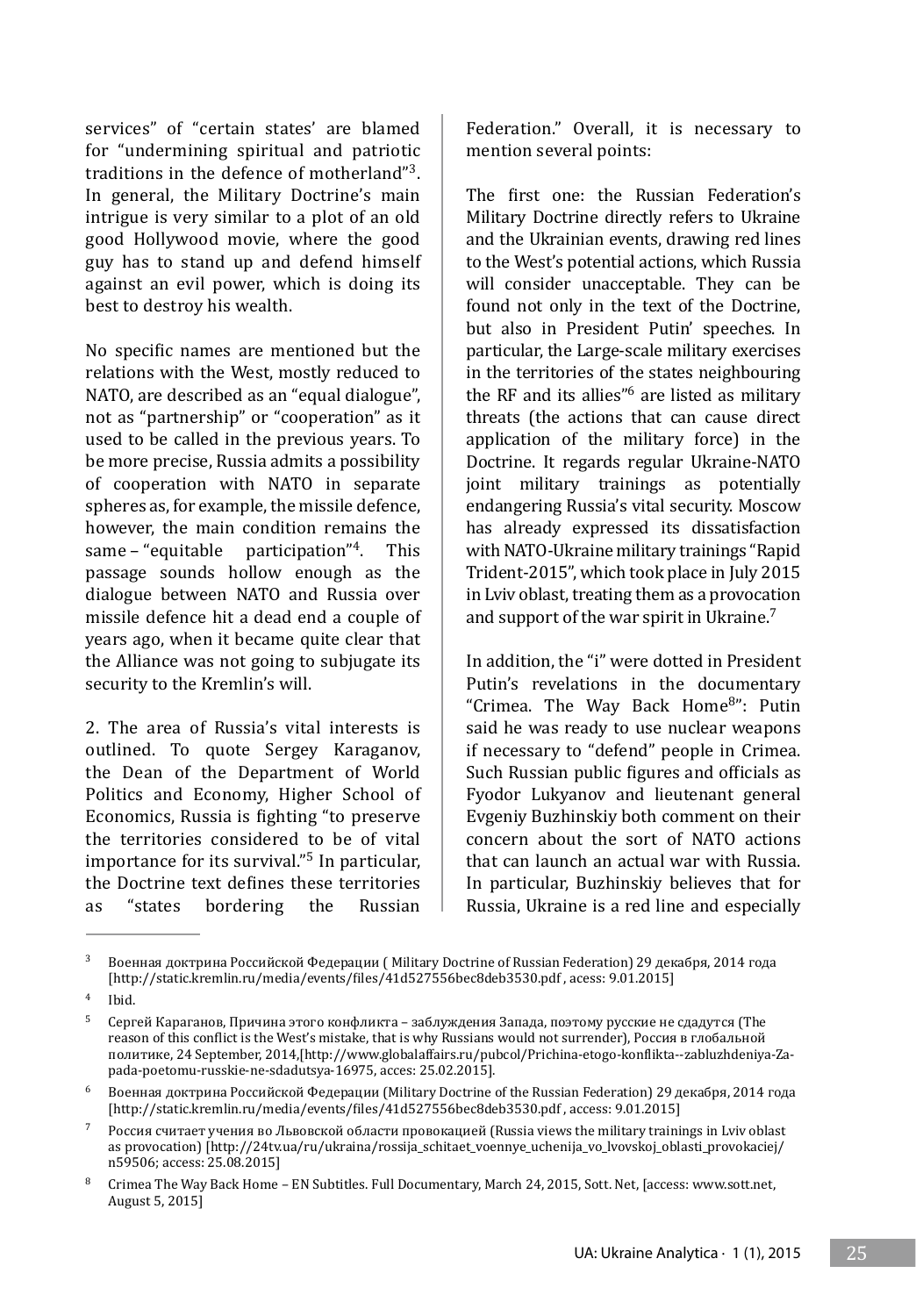services" of "certain states' are blamed for "undermining spiritual and patriotic traditions in the defence of motherland"[3]. In general, the Military Doctrine's main intrigue is very similar to a plot of an old good Hollywood movie, where the good guy has to stand up and defend himself against an evil power, which is doing its best to destroy his wealth.

No specific names are mentioned but the relations with the West, mostly reduced to NATO, are described as an "equal dialogue", not as "partnership" or "cooperation" as it used to be called in the previous years. To be more precise, Russia admits a possibility of cooperation with NATO in separate spheres as, for example, the missile defence, however, the main condition remains the same – "equitable participation"[4]. This passage sounds hollow enough as the dialogue between NATO and Russia over missile defence hit a dead end a couple of years ago, when it became quite clear that the Alliance was not going to subjugate its security to the Kremlin's will.

2. The area of Russia's vital interests is outlined. To quote Sergey Karaganov, the Dean of the Department of World Politics and Economy, Higher School of Economics, Russia is fighting "to preserve the territories considered to be of vital importance for its survival."[5] In particular, the Doctrine text defines these territories as "states bordering the Russian Federation." Overall, it is necessary to mention several points:

The first one: the Russian Federation's Military Doctrine directly refers to Ukraine and the Ukrainian events, drawing red lines to the West's potential actions, which Russia will consider unacceptable. They can be found not only in the text of the Doctrine, but also in President Putin' speeches. In particular, the Large-scale military exercises in the territories of the states neighbouring the RF and its allies"[6] are listed as military threats (the actions that can cause direct application of the military force) in the Doctrine. It regards regular Ukraine-NATO joint military trainings as potentially endangering Russia's vital security. Moscow has already expressed its dissatisfaction with NATO-Ukraine military trainings "Rapid Trident-2015", which took place in July 2015 in Lviv oblast, treating them as a provocation and support of the war spirit in Ukraine.[7]

In addition, the "i" were dotted in President Putin's revelations in the documentary "Crimea. The Way Back Home[8]": Putin said he was ready to use nuclear weapons if necessary to "defend" people in Crimea. Such Russian public figures and officials as Fyodor Lukyanov and lieutenant general Evgeniy Buzhinskiy both comment on their concern about the sort of NATO actions that can launch an actual war with Russia. In particular, Buzhinskiy believes that for Russia, Ukraine is a red line and especially

---

[3] Военная доктрина Российской Федерации ( Military Doctrine of Russian Federation) 29 декабря, 2014 года [http://static.kremlin.ru/media/events/files/41d527556bec8deb3530.pdf , acess: 9.01.2015]

[4] Ibid.

[5] Сергей Караганов, Причина этого конфликта – заблуждения Запада, поэтому русские не сдадутся (The reason of this conflict is the West's mistake, that is why Russians would not surrender), Россия в глобальной политике, 24 September, 2014,[http://www.globalaffairs.ru/pubcol/Prichina-etogo-konflikta--zabluzhdeniya-Zapada-poetomu-russkie-ne-sdadutsya-16975, acces: 25.02.2015].

[6] Военная доктрина Российской Федерации (Military Doctrine of the Russian Federation) 29 декабря, 2014 года [http://static.kremlin.ru/media/events/files/41d527556bec8deb3530.pdf , access: 9.01.2015]

[7] Россия считает учения во Львовской области провокацией (Russia views the military trainings in Lviv oblast as provocation) [http://24tv.ua/ru/ukraina/rossija_schitaet_voennye_uchenija_vo_lvovskoj_oblasti_provokaciej/n59506; access: 25.08.2015]

[8] Crimea The Way Back Home – EN Subtitles. Full Documentary, March 24, 2015, Sott. Net, [access: www.sott.net, August 5, 2015]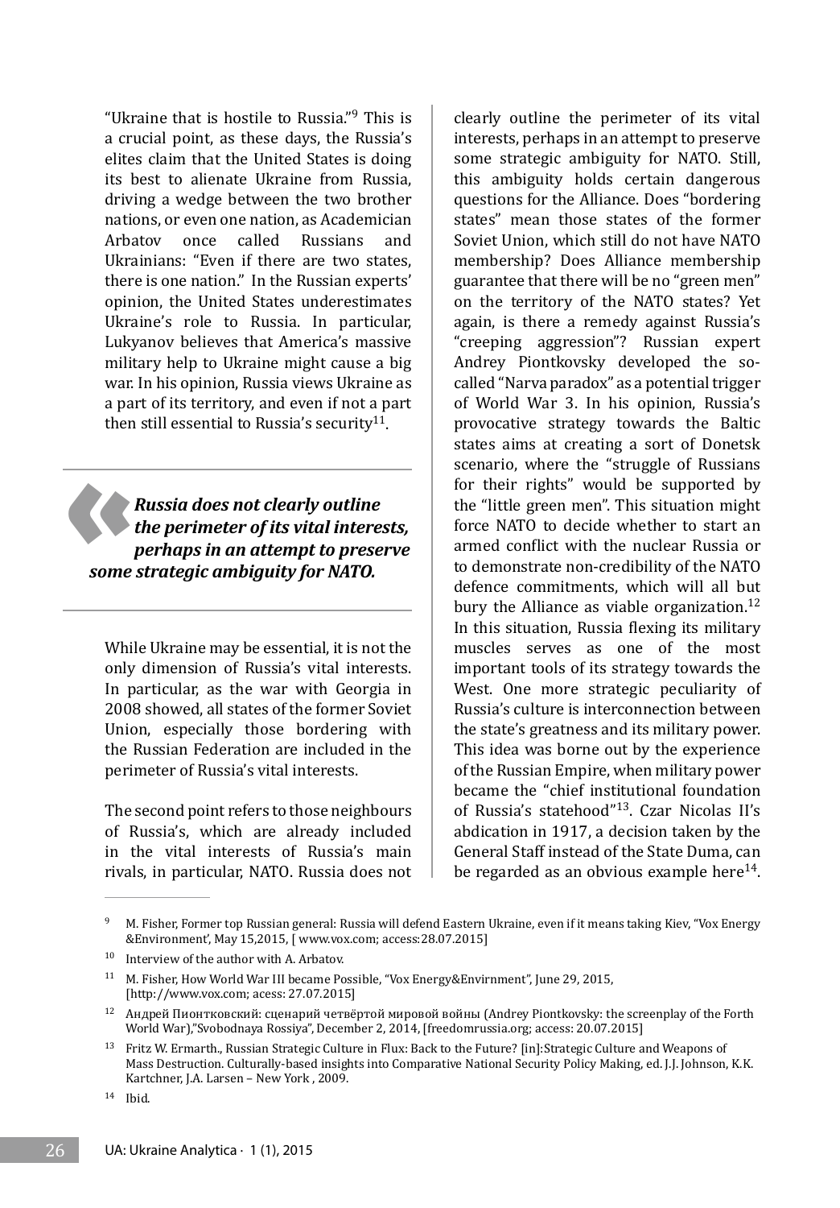"Ukraine that is hostile to Russia."[9] This is a crucial point, as these days, the Russia's elites claim that the United States is doing its best to alienate Ukraine from Russia, driving a wedge between the two brother nations, or even one nation, as Academician Arbatov once called Russians and Ukrainians: "Even if there are two states, there is one nation." In the Russian experts' opinion, the United States underestimates Ukraine's role to Russia. In particular, Lukyanov believes that America's massive military help to Ukraine might cause a big war. In his opinion, Russia views Ukraine as a part of its territory, and even if not a part then still essential to Russia's security[11].

> ***Russia does not clearly outline the perimeter of its vital interests, perhaps in an attempt to preserve some strategic ambiguity for NATO.***

While Ukraine may be essential, it is not the only dimension of Russia's vital interests. In particular, as the war with Georgia in 2008 showed, all states of the former Soviet Union, especially those bordering with the Russian Federation are included in the perimeter of Russia's vital interests.

The second point refers to those neighbours of Russia's, which are already included in the vital interests of Russia's main rivals, in particular, NATO. Russia does not clearly outline the perimeter of its vital interests, perhaps in an attempt to preserve some strategic ambiguity for NATO. Still, this ambiguity holds certain dangerous questions for the Alliance. Does "bordering states" mean those states of the former Soviet Union, which still do not have NATO membership? Does Alliance membership guarantee that there will be no "green men" on the territory of the NATO states? Yet again, is there a remedy against Russia's "creeping aggression"? Russian expert Andrey Piontkovsky developed the so-called "Narva paradox" as a potential trigger of World War 3. In his opinion, Russia's provocative strategy towards the Baltic states aims at creating a sort of Donetsk scenario, where the "struggle of Russians for their rights" would be supported by the "little green men". This situation might force NATO to decide whether to start an armed conflict with the nuclear Russia or to demonstrate non-credibility of the NATO defence commitments, which will all but bury the Alliance as viable organization.[12] In this situation, Russia flexing its military muscles serves as one of the most important tools of its strategy towards the West. One more strategic peculiarity of Russia's culture is interconnection between the state's greatness and its military power. This idea was borne out by the experience of the Russian Empire, when military power became the "chief institutional foundation of Russia's statehood"[13]. Czar Nicolas II's abdication in 1917, a decision taken by the General Staff instead of the State Duma, can be regarded as an obvious example here[14].

---

[9] M. Fisher, Former top Russian general: Russia will defend Eastern Ukraine, even if it means taking Kiev, "Vox Energy &Environment', May 15,2015, [ www.vox.com; access:28.07.2015]

[10] Interview of the author with A. Arbatov.

[11] M. Fisher, How World War III became Possible, "Vox Energy&Envirnment", June 29, 2015, [http://www.vox.com; acess: 27.07.2015]

[12] Андрей Пионтковский: сценарий четвёртой мировой войны (Andrey Piontkovsky: the screenplay of the Forth World War),"Svobodnaya Rossiya", December 2, 2014, [freedomrussia.org; access: 20.07.2015]

[13] Fritz W. Ermarth., Russian Strategic Culture in Flux: Back to the Future? [in]:Strategic Culture and Weapons of Mass Destruction. Culturally-based insights into Comparative National Security Policy Making, ed. J.J. Johnson, K.K. Kartchner, J.A. Larsen – New York , 2009.

[14] Ibid.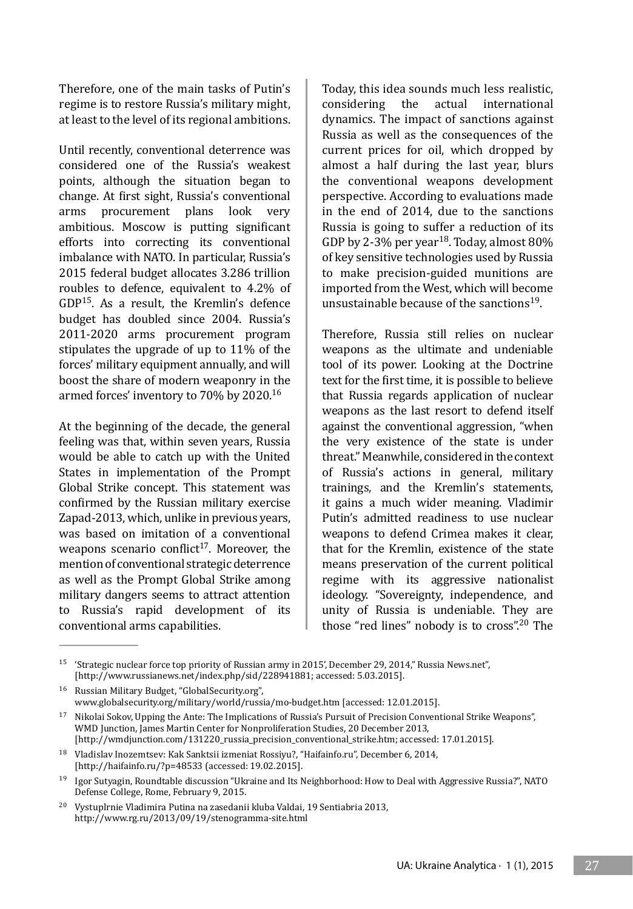Therefore, one of the main tasks of Putin's regime is to restore Russia's military might, at least to the level of its regional ambitions.

Until recently, conventional deterrence was considered one of the Russia's weakest points, although the situation began to change. At first sight, Russia's conventional arms procurement plans look very ambitious. Moscow is putting significant efforts into correcting its conventional imbalance with NATO. In particular, Russia's 2015 federal budget allocates 3.286 trillion roubles to defence, equivalent to 4.2% of GDP[15]. As a result, the Kremlin's defence budget has doubled since 2004. Russia's 2011-2020 arms procurement program stipulates the upgrade of up to 11% of the forces' military equipment annually, and will boost the share of modern weaponry in the armed forces' inventory to 70% by 2020.[16]

At the beginning of the decade, the general feeling was that, within seven years, Russia would be able to catch up with the United States in implementation of the Prompt Global Strike concept. This statement was confirmed by the Russian military exercise Zapad-2013, which, unlike in previous years, was based on imitation of a conventional weapons scenario conflict[17]. Moreover, the mention of conventional strategic deterrence as well as the Prompt Global Strike among military dangers seems to attract attention to Russia's rapid development of its conventional arms capabilities.

Today, this idea sounds much less realistic, considering the actual international dynamics. The impact of sanctions against Russia as well as the consequences of the current prices for oil, which dropped by almost a half during the last year, blurs the conventional weapons development perspective. According to evaluations made in the end of 2014, due to the sanctions Russia is going to suffer a reduction of its GDP by 2-3% per year[18]. Today, almost 80% of key sensitive technologies used by Russia to make precision-guided munitions are imported from the West, which will become unsustainable because of the sanctions[19].

Therefore, Russia still relies on nuclear weapons as the ultimate and undeniable tool of its power. Looking at the Doctrine text for the first time, it is possible to believe that Russia regards application of nuclear weapons as the last resort to defend itself against the conventional aggression, "when the very existence of the state is under threat." Meanwhile, considered in the context of Russia's actions in general, military trainings, and the Kremlin's statements, it gains a much wider meaning. Vladimir Putin's admitted readiness to use nuclear weapons to defend Crimea makes it clear, that for the Kremlin, existence of the state means preservation of the current political regime with its aggressive nationalist ideology. "Sovereignty, independence, and unity of Russia is undeniable. They are those "red lines" nobody is to cross".[20] The

---

[15] 'Strategic nuclear force top priority of Russian army in 2015', December 29, 2014," Russia News.net", [http://www.russianews.net/index.php/sid/228941881; accessed: 5.03.2015].

[16] Russian Military Budget, "GlobalSecurity.org", www.globalsecurity.org/military/world/russia/mo-budget.htm [accessed: 12.01.2015].

[17] Nikolai Sokov, Upping the Ante: The Implications of Russia's Pursuit of Precision Conventional Strike Weapons", WMD Junction, James Martin Center for Nonproliferation Studies, 20 December 2013, [http://wmdjunction.com/131220_russia_precision_conventional_strike.htm; accessed: 17.01.2015].

[18] Vladislav Inozemtsev: Kak Sanktsii izmeniat Rossiyu?, "Haifainfo.ru", December 6, 2014, [http://haifainfo.ru/?p=48533 (accessed: 19.02.2015].

[19] Igor Sutyagin, Roundtable discussion "Ukraine and Its Neighborhood: How to Deal with Aggressive Russia?", NATO Defense College, Rome, February 9, 2015.

[20] Vystuplrnie Vladimira Putina na zasedanii kluba Valdai, 19 Sentiabria 2013, http://www.rg.ru/2013/09/19/stenogramma-site.html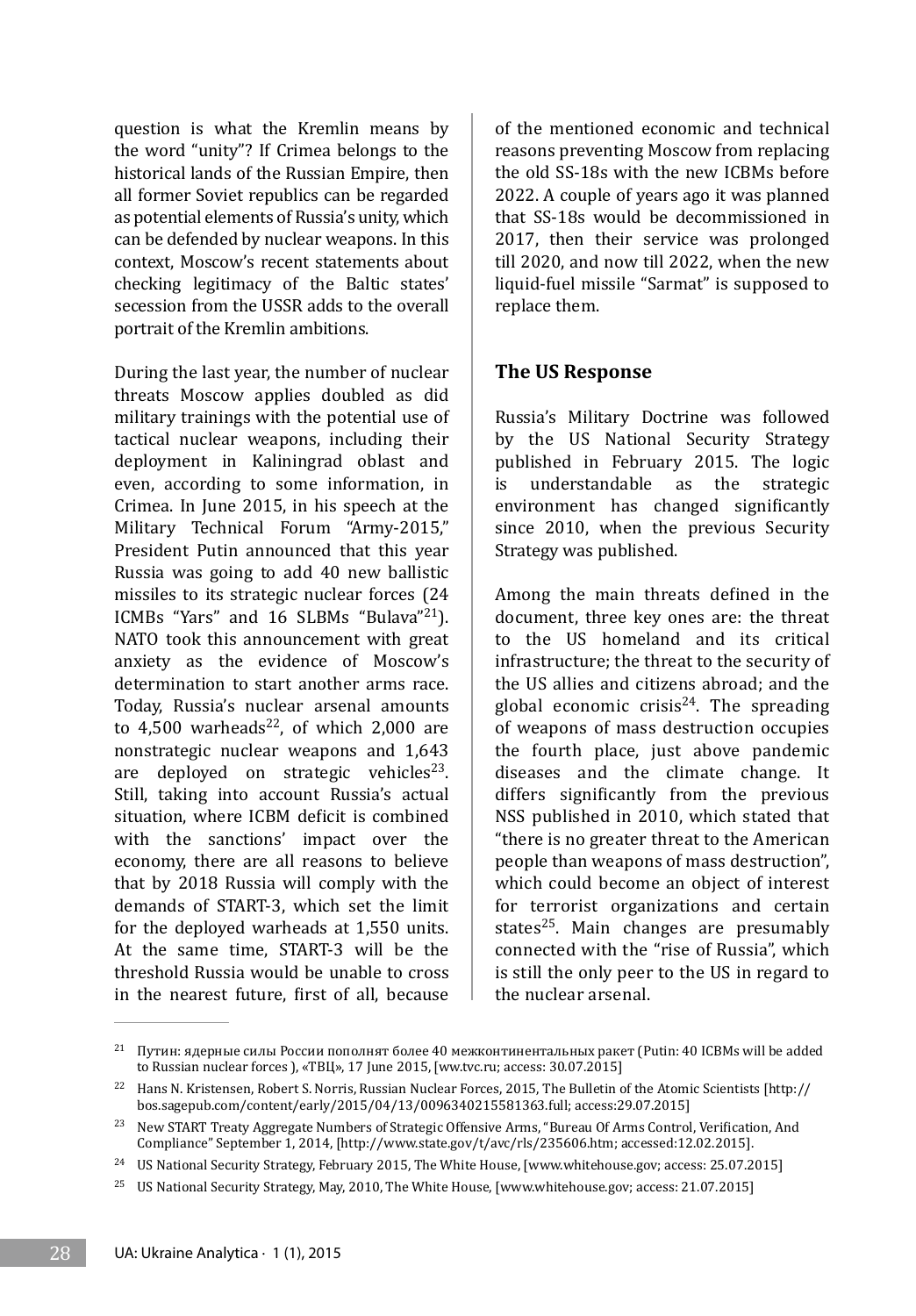question is what the Kremlin means by the word "unity"? If Crimea belongs to the historical lands of the Russian Empire, then all former Soviet republics can be regarded as potential elements of Russia's unity, which can be defended by nuclear weapons. In this context, Moscow's recent statements about checking legitimacy of the Baltic states' secession from the USSR adds to the overall portrait of the Kremlin ambitions.

During the last year, the number of nuclear threats Moscow applies doubled as did military trainings with the potential use of tactical nuclear weapons, including their deployment in Kaliningrad oblast and even, according to some information, in Crimea. In June 2015, in his speech at the Military Technical Forum "Army-2015," President Putin announced that this year Russia was going to add 40 new ballistic missiles to its strategic nuclear forces (24 ICMBs "Yars" and 16 SLBMs "Bulava"[21]). NATO took this announcement with great anxiety as the evidence of Moscow's determination to start another arms race. Today, Russia's nuclear arsenal amounts to 4,500 warheads[22], of which 2,000 are nonstrategic nuclear weapons and 1,643 are deployed on strategic vehicles[23]. Still, taking into account Russia's actual situation, where ICBM deficit is combined with the sanctions' impact over the economy, there are all reasons to believe that by 2018 Russia will comply with the demands of START-3, which set the limit for the deployed warheads at 1,550 units. At the same time, START-3 will be the threshold Russia would be unable to cross in the nearest future, first of all, because of the mentioned economic and technical reasons preventing Moscow from replacing the old SS-18s with the new ICBMs before 2022. A couple of years ago it was planned that SS-18s would be decommissioned in 2017, then their service was prolonged till 2020, and now till 2022, when the new liquid-fuel missile "Sarmat" is supposed to replace them.

## The US Response

Russia's Military Doctrine was followed by the US National Security Strategy published in February 2015. The logic is understandable as the strategic environment has changed significantly since 2010, when the previous Security Strategy was published.

Among the main threats defined in the document, three key ones are: the threat to the US homeland and its critical infrastructure; the threat to the security of the US allies and citizens abroad; and the global economic crisis[24]. The spreading of weapons of mass destruction occupies the fourth place, just above pandemic diseases and the climate change. It differs significantly from the previous NSS published in 2010, which stated that "there is no greater threat to the American people than weapons of mass destruction", which could become an object of interest for terrorist organizations and certain states[25]. Main changes are presumably connected with the "rise of Russia", which is still the only peer to the US in regard to the nuclear arsenal.

---

[21] Путин: ядерные силы России пополнят более 40 межконтинентальных ракет (Putin: 40 ICBMs will be added to Russian nuclear forces ), «ТВЦ», 17 June 2015, [ww.tvc.ru; access: 30.07.2015]

[22] Hans N. Kristensen, Robert S. Norris, Russian Nuclear Forces, 2015, The Bulletin of the Atomic Scientists [http://bos.sagepub.com/content/early/2015/04/13/0096340215581363.full; access:29.07.2015]

[23] New START Treaty Aggregate Numbers of Strategic Offensive Arms, "Bureau Of Arms Control, Verification, And Compliance" September 1, 2014, [http://www.state.gov/t/avc/rls/235606.htm; accessed:12.02.2015].

[24] US National Security Strategy, February 2015, The White House, [www.whitehouse.gov; access: 25.07.2015]

[25] US National Security Strategy, May, 2010, The White House, [www.whitehouse.gov; access: 21.07.2015]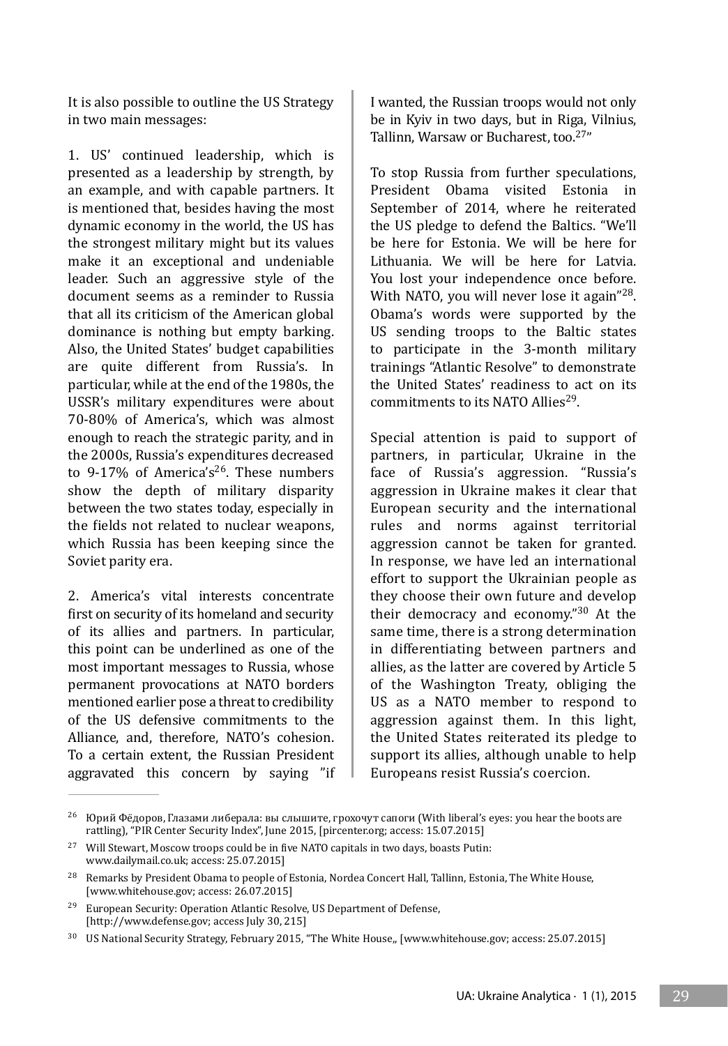It is also possible to outline the US Strategy in two main messages:

1. US' continued leadership, which is presented as a leadership by strength, by an example, and with capable partners. It is mentioned that, besides having the most dynamic economy in the world, the US has the strongest military might but its values make it an exceptional and undeniable leader. Such an aggressive style of the document seems as a reminder to Russia that all its criticism of the American global dominance is nothing but empty barking. Also, the United States' budget capabilities are quite different from Russia's. In particular, while at the end of the 1980s, the USSR's military expenditures were about 70-80% of America's, which was almost enough to reach the strategic parity, and in the 2000s, Russia's expenditures decreased to 9-17% of America's[26]. These numbers show the depth of military disparity between the two states today, especially in the fields not related to nuclear weapons, which Russia has been keeping since the Soviet parity era.

2. America's vital interests concentrate first on security of its homeland and security of its allies and partners. In particular, this point can be underlined as one of the most important messages to Russia, whose permanent provocations at NATO borders mentioned earlier pose a threat to credibility of the US defensive commitments to the Alliance, and, therefore, NATO's cohesion. To a certain extent, the Russian President aggravated this concern by saying "if I wanted, the Russian troops would not only be in Kyiv in two days, but in Riga, Vilnius, Tallinn, Warsaw or Bucharest, too.[27]"

To stop Russia from further speculations, President Obama visited Estonia in September of 2014, where he reiterated the US pledge to defend the Baltics. "We'll be here for Estonia. We will be here for Lithuania. We will be here for Latvia. You lost your independence once before. With NATO, you will never lose it again"[28]. Obama's words were supported by the US sending troops to the Baltic states to participate in the 3-month military trainings "Atlantic Resolve" to demonstrate the United States' readiness to act on its commitments to its NATO Allies[29].

Special attention is paid to support of partners, in particular, Ukraine in the face of Russia's aggression. "Russia's aggression in Ukraine makes it clear that European security and the international rules and norms against territorial aggression cannot be taken for granted. In response, we have led an international effort to support the Ukrainian people as they choose their own future and develop their democracy and economy."[30] At the same time, there is a strong determination in differentiating between partners and allies, as the latter are covered by Article 5 of the Washington Treaty, obliging the US as a NATO member to respond to aggression against them. In this light, the United States reiterated its pledge to support its allies, although unable to help Europeans resist Russia's coercion.

---

[26] Юрий Фёдоров, Глазами либерала: вы слышите, грохочут сапоги (With liberal's eyes: you hear the boots are rattling), "PIR Center Security Index", June 2015, [pircenter.org; access: 15.07.2015]

[27] Will Stewart, Moscow troops could be in five NATO capitals in two days, boasts Putin: www.dailymail.co.uk; access: 25.07.2015]

[28] Remarks by President Obama to people of Estonia, Nordea Concert Hall, Tallinn, Estonia, The White House, [www.whitehouse.gov; access: 26.07.2015]

[29] European Security: Operation Atlantic Resolve, US Department of Defense, [http://www.defense.gov; access July 30, 215]

[30] US National Security Strategy, February 2015, "The White House,, [www.whitehouse.gov; access: 25.07.2015]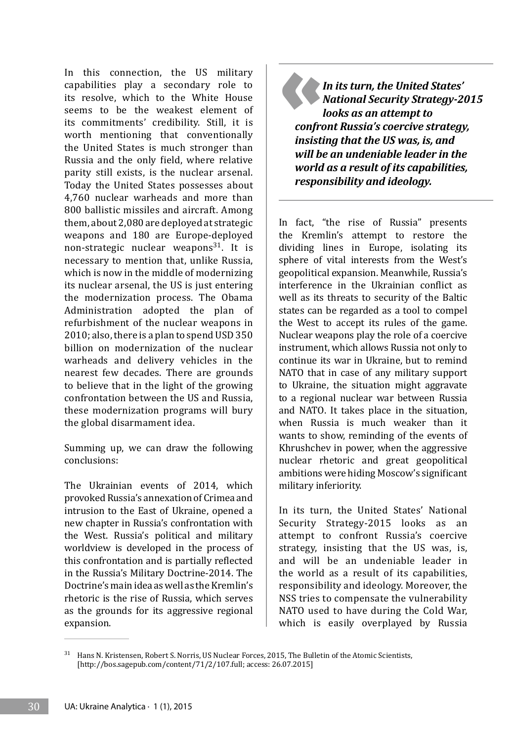In this connection, the US military capabilities play a secondary role to its resolve, which to the White House seems to be the weakest element of its commitments' credibility. Still, it is worth mentioning that conventionally the United States is much stronger than Russia and the only field, where relative parity still exists, is the nuclear arsenal. Today the United States possesses about 4,760 nuclear warheads and more than 800 ballistic missiles and aircraft. Among them, about 2,080 are deployed at strategic weapons and 180 are Europe-deployed non-strategic nuclear weapons[31]. It is necessary to mention that, unlike Russia, which is now in the middle of modernizing its nuclear arsenal, the US is just entering the modernization process. The Obama Administration adopted the plan of refurbishment of the nuclear weapons in 2010; also, there is a plan to spend USD 350 billion on modernization of the nuclear warheads and delivery vehicles in the nearest few decades. There are grounds to believe that in the light of the growing confrontation between the US and Russia, these modernization programs will bury the global disarmament idea.

Summing up, we can draw the following conclusions:

The Ukrainian events of 2014, which provoked Russia's annexation of Crimea and intrusion to the East of Ukraine, opened a new chapter in Russia's confrontation with the West. Russia's political and military worldview is developed in the process of this confrontation and is partially reflected in the Russia's Military Doctrine-2014. The Doctrine's main idea as well as the Kremlin's rhetoric is the rise of Russia, which serves as the grounds for its aggressive regional expansion.

> ***In its turn, the United States' National Security Strategy-2015 looks as an attempt to confront Russia's coercive strategy, insisting that the US was, is, and will be an undeniable leader in the world as a result of its capabilities, responsibility and ideology.***

In fact, "the rise of Russia" presents the Kremlin's attempt to restore the dividing lines in Europe, isolating its sphere of vital interests from the West's geopolitical expansion. Meanwhile, Russia's interference in the Ukrainian conflict as well as its threats to security of the Baltic states can be regarded as a tool to compel the West to accept its rules of the game. Nuclear weapons play the role of a coercive instrument, which allows Russia not only to continue its war in Ukraine, but to remind NATO that in case of any military support to Ukraine, the situation might aggravate to a regional nuclear war between Russia and NATO. It takes place in the situation, when Russia is much weaker than it wants to show, reminding of the events of Khrushchev in power, when the aggressive nuclear rhetoric and great geopolitical ambitions were hiding Moscow's significant military inferiority.

In its turn, the United States' National Security Strategy-2015 looks as an attempt to confront Russia's coercive strategy, insisting that the US was, is, and will be an undeniable leader in the world as a result of its capabilities, responsibility and ideology. Moreover, the NSS tries to compensate the vulnerability NATO used to have during the Cold War, which is easily overplayed by Russia

---

[31] Hans N. Kristensen, Robert S. Norris, US Nuclear Forces, 2015, The Bulletin of the Atomic Scientists, [http://bos.sagepub.com/content/71/2/107.full; access: 26.07.2015]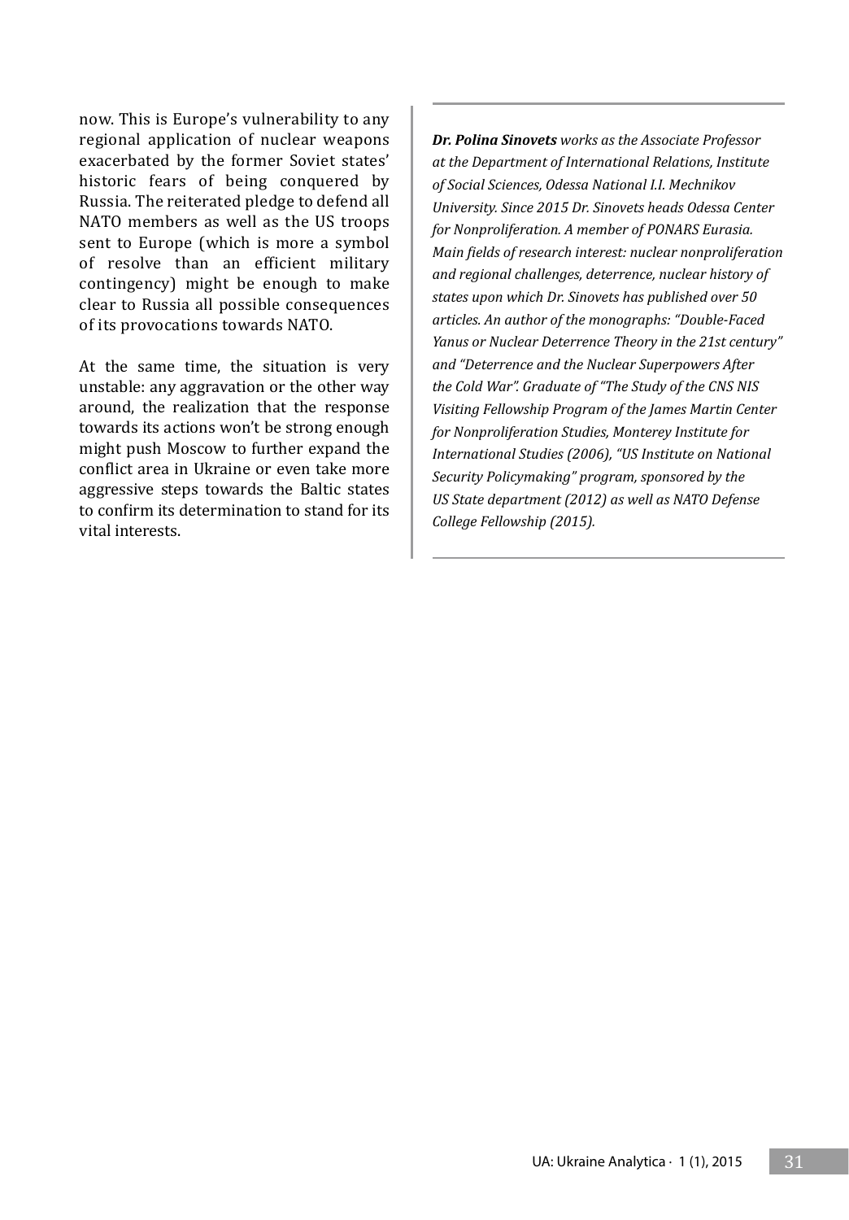now. This is Europe's vulnerability to any regional application of nuclear weapons exacerbated by the former Soviet states' historic fears of being conquered by Russia. The reiterated pledge to defend all NATO members as well as the US troops sent to Europe (which is more a symbol of resolve than an efficient military contingency) might be enough to make clear to Russia all possible consequences of its provocations towards NATO.

At the same time, the situation is very unstable: any aggravation or the other way around, the realization that the response towards its actions won't be strong enough might push Moscow to further expand the conflict area in Ukraine or even take more aggressive steps towards the Baltic states to confirm its determination to stand for its vital interests.

---

***Dr. Polina Sinovets*** *works as the Associate Professor at the Department of International Relations, Institute of Social Sciences, Odessa National I.I. Mechnikov University. Since 2015 Dr. Sinovets heads Odessa Center for Nonproliferation. A member of PONARS Eurasia. Main fields of research interest: nuclear nonproliferation and regional challenges, deterrence, nuclear history of states upon which Dr. Sinovets has published over 50 articles. An author of the monographs: "Double-Faced Yanus or Nuclear Deterrence Theory in the 21st century" and "Deterrence and the Nuclear Superpowers After the Cold War". Graduate of "The Study of the CNS NIS Visiting Fellowship Program of the James Martin Center for Nonproliferation Studies, Monterey Institute for International Studies (2006), "US Institute on National Security Policymaking" program, sponsored by the US State department (2012) as well as NATO Defense College Fellowship (2015).*

---